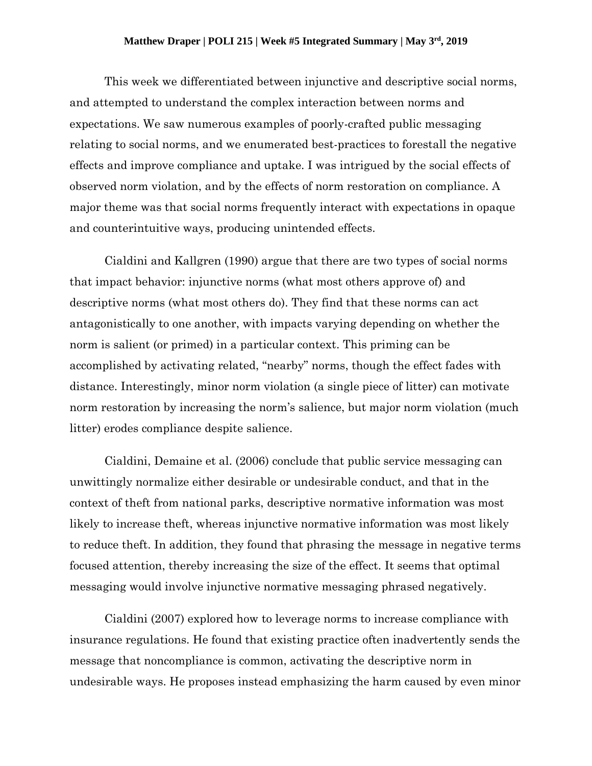**Matthew Draper | POLI 215 | Week #5 Integrated Summary | May 3rd, 2019**

This week we differentiated between injunctive and descriptive social norms, and attempted to understand the complex interaction between norms and expectations. We saw numerous examples of poorly-crafted public messaging relating to social norms, and we enumerated best-practices to forestall the negative effects and improve compliance and uptake. I was intrigued by the social effects of observed norm violation, and by the effects of norm restoration on compliance. A major theme was that social norms frequently interact with expectations in opaque and counterintuitive ways, producing unintended effects.

Cialdini and Kallgren (1990) argue that there are two types of social norms that impact behavior: injunctive norms (what most others approve of) and descriptive norms (what most others do). They find that these norms can act antagonistically to one another, with impacts varying depending on whether the norm is salient (or primed) in a particular context. This priming can be accomplished by activating related, "nearby" norms, though the effect fades with distance. Interestingly, minor norm violation (a single piece of litter) can motivate norm restoration by increasing the norm's salience, but major norm violation (much litter) erodes compliance despite salience.

Cialdini, Demaine et al. (2006) conclude that public service messaging can unwittingly normalize either desirable or undesirable conduct, and that in the context of theft from national parks, descriptive normative information was most likely to increase theft, whereas injunctive normative information was most likely to reduce theft. In addition, they found that phrasing the message in negative terms focused attention, thereby increasing the size of the effect. It seems that optimal messaging would involve injunctive normative messaging phrased negatively.

Cialdini (2007) explored how to leverage norms to increase compliance with insurance regulations. He found that existing practice often inadvertently sends the message that noncompliance is common, activating the descriptive norm in undesirable ways. He proposes instead emphasizing the harm caused by even minor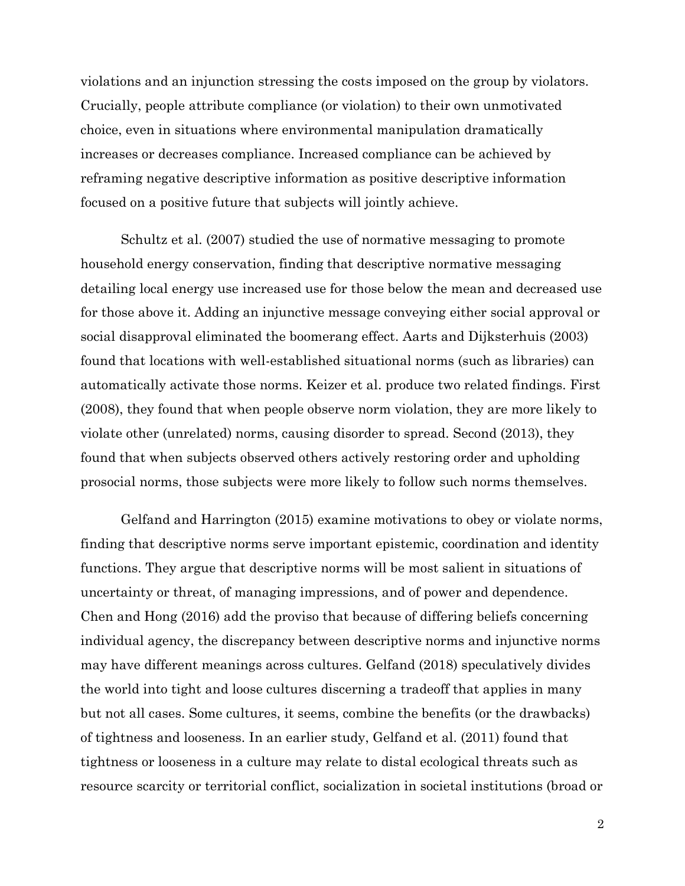violations and an injunction stressing the costs imposed on the group by violators. Crucially, people attribute compliance (or violation) to their own unmotivated choice, even in situations where environmental manipulation dramatically increases or decreases compliance. Increased compliance can be achieved by reframing negative descriptive information as positive descriptive information focused on a positive future that subjects will jointly achieve.

Schultz et al. (2007) studied the use of normative messaging to promote household energy conservation, finding that descriptive normative messaging detailing local energy use increased use for those below the mean and decreased use for those above it. Adding an injunctive message conveying either social approval or social disapproval eliminated the boomerang effect. Aarts and Dijksterhuis (2003) found that locations with well-established situational norms (such as libraries) can automatically activate those norms. Keizer et al. produce two related findings. First (2008), they found that when people observe norm violation, they are more likely to violate other (unrelated) norms, causing disorder to spread. Second (2013), they found that when subjects observed others actively restoring order and upholding prosocial norms, those subjects were more likely to follow such norms themselves.

Gelfand and Harrington (2015) examine motivations to obey or violate norms, finding that descriptive norms serve important epistemic, coordination and identity functions. They argue that descriptive norms will be most salient in situations of uncertainty or threat, of managing impressions, and of power and dependence. Chen and Hong (2016) add the proviso that because of differing beliefs concerning individual agency, the discrepancy between descriptive norms and injunctive norms may have different meanings across cultures. Gelfand (2018) speculatively divides the world into tight and loose cultures discerning a tradeoff that applies in many but not all cases. Some cultures, it seems, combine the benefits (or the drawbacks) of tightness and looseness. In an earlier study, Gelfand et al. (2011) found that tightness or looseness in a culture may relate to distal ecological threats such as resource scarcity or territorial conflict, socialization in societal institutions (broad or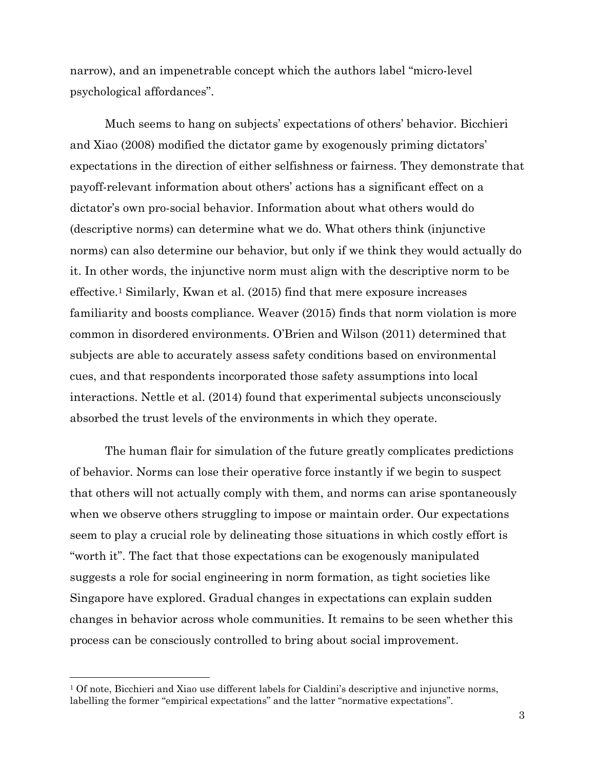narrow), and an impenetrable concept which the authors label "micro-level psychological affordances".

Much seems to hang on subjects' expectations of others' behavior. Bicchieri and Xiao (2008) modified the dictator game by exogenously priming dictators' expectations in the direction of either selfishness or fairness. They demonstrate that payoff-relevant information about others' actions has a significant effect on a dictator's own pro-social behavior. Information about what others would do (descriptive norms) can determine what we do. What others think (injunctive norms) can also determine our behavior, but only if we think they would actually do it. In other words, the injunctive norm must align with the descriptive norm to be effective.[1] Similarly, Kwan et al. (2015) find that mere exposure increases familiarity and boosts compliance. Weaver (2015) finds that norm violation is more common in disordered environments. O'Brien and Wilson (2011) determined that subjects are able to accurately assess safety conditions based on environmental cues, and that respondents incorporated those safety assumptions into local interactions. Nettle et al. (2014) found that experimental subjects unconsciously absorbed the trust levels of the environments in which they operate.

The human flair for simulation of the future greatly complicates predictions of behavior. Norms can lose their operative force instantly if we begin to suspect that others will not actually comply with them, and norms can arise spontaneously when we observe others struggling to impose or maintain order. Our expectations seem to play a crucial role by delineating those situations in which costly effort is "worth it". The fact that those expectations can be exogenously manipulated suggests a role for social engineering in norm formation, as tight societies like Singapore have explored. Gradual changes in expectations can explain sudden changes in behavior across whole communities. It remains to be seen whether this process can be consciously controlled to bring about social improvement.

[1] Of note, Bicchieri and Xiao use different labels for Cialdini's descriptive and injunctive norms, labelling the former "empirical expectations" and the latter "normative expectations".